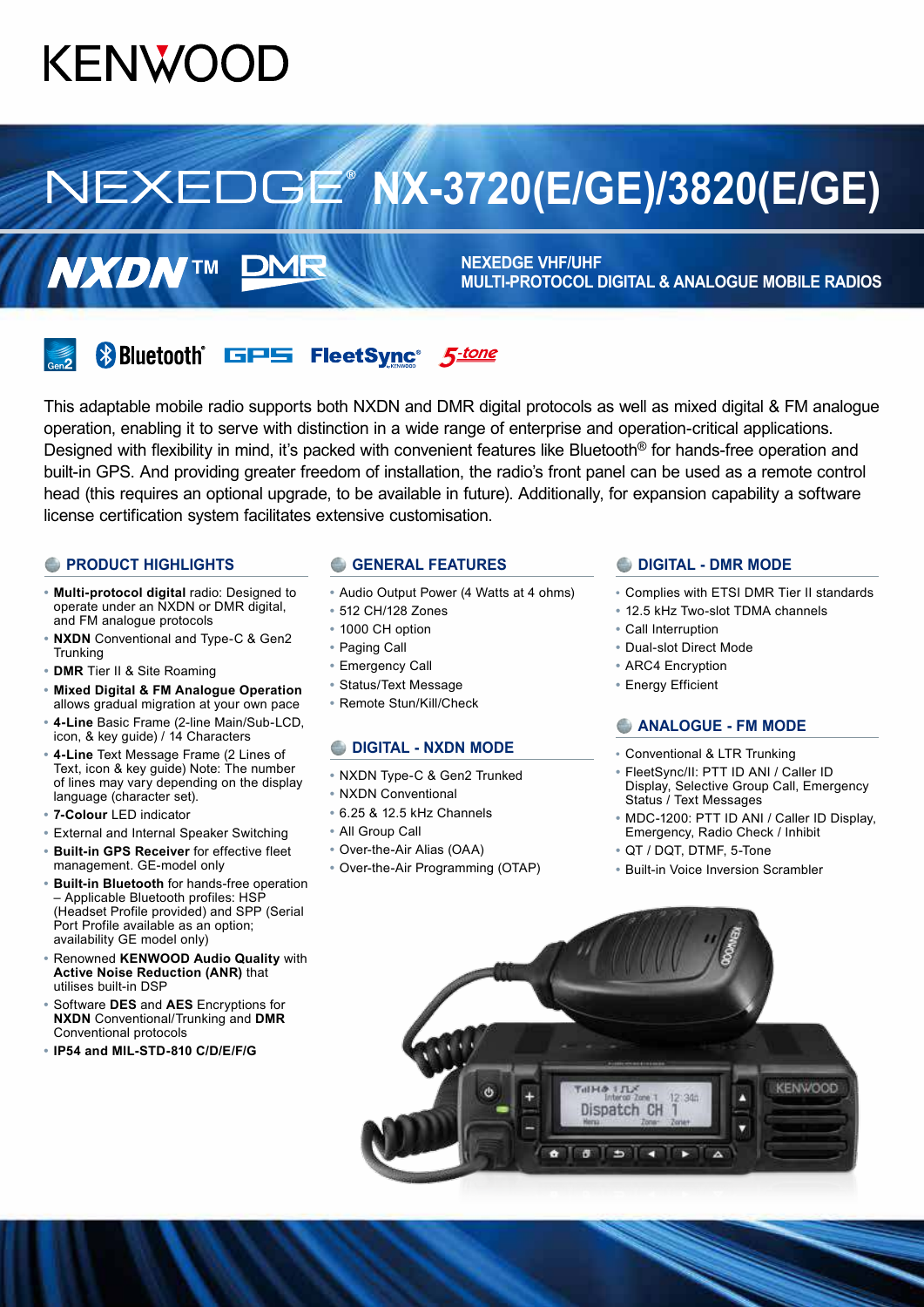# KENWOOD

# NEXEDGE® NX-3720(E/GE)/3820(E/GE)

**NXDN™ DMR**

**NEXEDGE VHF/UHF**
**MULTI-PROTOCOL DIGITAL & ANALOGUE MOBILE RADIOS**

Gen2 Bluetooth® GPS FleetSync® 5-tone

This adaptable mobile radio supports both NXDN and DMR digital protocols as well as mixed digital & FM analogue operation, enabling it to serve with distinction in a wide range of enterprise and operation-critical applications. Designed with flexibility in mind, it's packed with convenient features like Bluetooth® for hands-free operation and built-in GPS. And providing greater freedom of installation, the radio's front panel can be used as a remote control head (this requires an optional upgrade, to be available in future). Additionally, for expansion capability a software license certification system facilitates extensive customisation.

## PRODUCT HIGHLIGHTS

- **Multi-protocol digital** radio: Designed to operate under an NXDN or DMR digital, and FM analogue protocols
- **NXDN** Conventional and Type-C & Gen2 Trunking
- **DMR** Tier II & Site Roaming
- **Mixed Digital & FM Analogue Operation** allows gradual migration at your own pace
- **4-Line** Basic Frame (2-line Main/Sub-LCD, icon, & key guide) / 14 Characters
- **4-Line** Text Message Frame (2 Lines of Text, icon & key guide) Note: The number of lines may vary depending on the display language (character set).
- **7-Colour** LED indicator
- External and Internal Speaker Switching
- **Built-in GPS Receiver** for effective fleet management. GE-model only
- **Built-in Bluetooth** for hands-free operation – Applicable Bluetooth profiles: HSP (Headset Profile provided) and SPP (Serial Port Profile available as an option; availability GE model only)
- Renowned **KENWOOD Audio Quality** with **Active Noise Reduction (ANR)** that utilises built-in DSP
- Software **DES** and **AES** Encryptions for **NXDN** Conventional/Trunking and **DMR** Conventional protocols
- **IP54 and MIL-STD-810 C/D/E/F/G**

## GENERAL FEATURES

- Audio Output Power (4 Watts at 4 ohms)
- 512 CH/128 Zones
- 1000 CH option
- Paging Call
- Emergency Call
- Status/Text Message
- Remote Stun/Kill/Check

## DIGITAL - NXDN MODE

- NXDN Type-C & Gen2 Trunked
- NXDN Conventional
- 6.25 & 12.5 kHz Channels
- All Group Call
- Over-the-Air Alias (OAA)
- Over-the-Air Programming (OTAP)

## DIGITAL - DMR MODE

- Complies with ETSI DMR Tier II standards
- 12.5 kHz Two-slot TDMA channels
- Call Interruption
- Dual-slot Direct Mode
- ARC4 Encryption
- Energy Efficient

## ANALOGUE - FM MODE

- Conventional & LTR Trunking
- FleetSync/II: PTT ID ANI / Caller ID Display, Selective Group Call, Emergency Status / Text Messages
- MDC-1200: PTT ID ANI / Caller ID Display, Emergency, Radio Check / Inhibit
- QT / DQT, DTMF, 5-Tone
- Built-in Voice Inversion Scrambler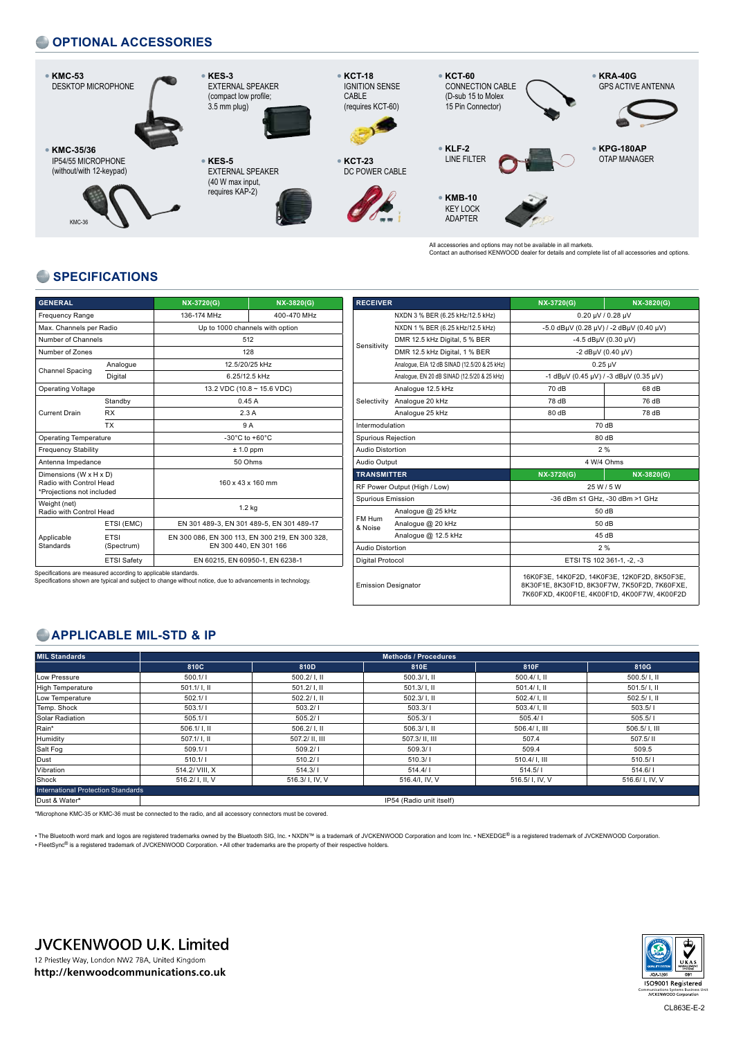## OPTIONAL ACCESSORIES

- **KMC-53**
  DESKTOP MICROPHONE
- **KMC-35/36**
  IP54/55 MICROPHONE
  (without/with 12-keypad)

KMC-36

- **KES-3**
  EXTERNAL SPEAKER
  (compact low profile; 3.5 mm plug)
- **KES-5**
  EXTERNAL SPEAKER
  (40 W max input, requires KAP-2)
- **KCT-18**
  IGNITION SENSE CABLE
  (requires KCT-60)
- **KCT-23**
  DC POWER CABLE
- **KCT-60**
  CONNECTION CABLE
  (D-sub 15 to Molex 15 Pin Connector)
- **KLF-2**
  LINE FILTER
- **KMB-10**
  KEY LOCK ADAPTER
- **KRA-40G**
  GPS ACTIVE ANTENNA
- **KPG-180AP**
  OTAP MANAGER

All accessories and options may not be available in all markets.
Contact an authorised KENWOOD dealer for details and complete list of all accessories and options.

## SPECIFICATIONS

| GENERAL | | NX-3720(G) | NX-3820(G) |
|---|---|---|---|
| Frequency Range | | 136-174 MHz | 400-470 MHz |
| Max. Channels per Radio | | Up to 1000 channels with option | |
| Number of Channels | | 512 | |
| Number of Zones | | 128 | |
| Channel Spacing | Analogue | 12.5/20/25 kHz | |
| | Digital | 6.25/12.5 kHz | |
| Operating Voltage | | 13.2 VDC (10.8 ~ 15.6 VDC) | |
| Current Drain | Standby | 0.45 A | |
| | RX | 2.3 A | |
| | TX | 9 A | |
| Operating Temperature | | -30°C to +60°C | |
| Frequency Stability | | ± 1.0 ppm | |
| Antenna Impedance | | 50 Ohms | |
| Dimensions (W x H x D) Radio with Control Head *Projections not included | | 160 x 43 x 160 mm | |
| Weight (net) Radio with Control Head | | 1.2 kg | |
| Applicable Standards | ETSI (EMC) | EN 301 489-3, EN 301 489-5, EN 301 489-17 | |
| | ETSI (Spectrum) | EN 300 086, EN 300 113, EN 300 219, EN 300 328, EN 300 440, EN 301 166 | |
| | ETSI Safety | EN 60215, EN 60950-1, EN 6238-1 | |

Specifications are measured according to applicable standards.
Specifications shown are typical and subject to change without notice, due to advancements in technology.

| RECEIVER | | NX-3720(G) | NX-3820(G) |
|---|---|---|---|
| Sensitivity | NXDN 3 % BER (6.25 kHz/12.5 kHz) | 0.20 µV / 0.28 µV | |
| | NXDN 1 % BER (6.25 kHz/12.5 kHz) | -5.0 dBµV (0.28 µV) / -2 dBµV (0.40 µV) | |
| | DMR 12.5 kHz Digital, 5 % BER | -4.5 dBµV (0.30 µV) | |
| | DMR 12.5 kHz Digital, 1 % BER | -2 dBµV (0.40 µV) | |
| | Analogue, EIA 12 dB SINAD (12.5/20 & 25 kHz) | 0.25 µV | |
| | Analogue, EN 20 dB SINAD (12.5/20 & 25 kHz) | -1 dBµV (0.45 µV) / -3 dBµV (0.35 µV) | |
| Selectivity | Analogue 12.5 kHz | 70 dB | 68 dB |
| | Analogue 20 kHz | 78 dB | 76 dB |
| | Analogue 25 kHz | 80 dB | 78 dB |
| Intermodulation | | 70 dB | |
| Spurious Rejection | | 80 dB | |
| Audio Distortion | | 2 % | |
| Audio Output | | 4 W/4 Ohms | |
| **TRANSMITTER** | | **NX-3720(G)** | **NX-3820(G)** |
| RF Power Output (High / Low) | | 25 W / 5 W | |
| Spurious Emission | | -36 dBm ≤1 GHz, -30 dBm >1 GHz | |
| FM Hum & Noise | Analogue @ 25 kHz | 50 dB | |
| | Analogue @ 20 kHz | 50 dB | |
| | Analogue @ 12.5 kHz | 45 dB | |
| Audio Distortion | | 2 % | |
| Digital Protocol | | ETSI TS 102 361-1, -2, -3 | |
| Emission Designator | | 16K0F3E, 14K0F2D, 14K0F3E, 12K0F2D, 8K50F3E, 8K30F1E, 8K30F1D, 8K30F7W, 7K50F2D, 7K60FXE, 7K60FXD, 4K00F1E, 4K00F1D, 4K00F7W, 4K00F2D | |

## APPLICABLE MIL-STD & IP

| MIL Standards | Methods / Procedures | | | | |
|---|---|---|---|---|---|
| | 810C | 810D | 810E | 810F | 810G |
| Low Pressure | 500.1/ I | 500.2/ I, II | 500.3/ I, II | 500.4/ I, II | 500.5/ I, II |
| High Temperature | 501.1/ I, II | 501.2/ I, II | 501.3/ I, II | 501.4/ I, II | 501.5/ I, II |
| Low Temperature | 502.1/ I | 502.2/ I, II | 502.3/ I, II | 502.4/ I, II | 502.5/ I, II |
| Temp. Shock | 503.1/ I | 503.2/ I | 503.3/ I | 503.4/ I, II | 503.5/ I |
| Solar Radiation | 505.1/ I | 505.2/ I | 505.3/ I | 505.4/ I | 505.5/ I |
| Rain* | 506.1/ I, II | 506.2/ I, II | 506.3/ I, II | 506.4/ I, III | 506.5/ I, III |
| Humidity | 507.1/ I, II | 507.2/ II, III | 507.3/ II, III | 507.4 | 507.5/ II |
| Salt Fog | 509.1/ I | 509.2/ I | 509.3/ I | 509.4 | 509.5 |
| Dust | 510.1/ I | 510.2/ I | 510.3/ I | 510.4/ I, III | 510.5/ I |
| Vibration | 514.2/ VIII, X | 514.3/ I | 514.4/ I | 514.5/ I | 514.6/ I |
| Shock | 516.2/ I, II, V | 516.3/ I, IV, V | 516.4/I, IV, V | 516.5/ I, IV, V | 516.6/ I, IV, V |
| **International Protection Standards** | | | | | |
| Dust & Water* | IP54 (Radio unit itself) | | | | |

*Microphone KMC-35 or KMC-36 must be connected to the radio, and all accessory connectors must be covered.

• The Bluetooth word mark and logos are registered trademarks owned by the Bluetooth SIG, Inc. • NXDN™ is a trademark of JVCKENWOOD Corporation and Icom Inc. • NEXEDGE® is a registered trademark of JVCKENWOOD Corporation.
• FleetSync® is a registered trademark of JVCKENWOOD Corporation. • All other trademarks are the property of their respective holders.

**JVCKENWOOD U.K. Limited**
12 Priestley Way, London NW2 7BA, United Kingdom
**http://kenwoodcommunications.co.uk**

ISO9001 Registered
Communications Systems Business Unit
JVCKENWOOD Corporation

CL863E-E-2